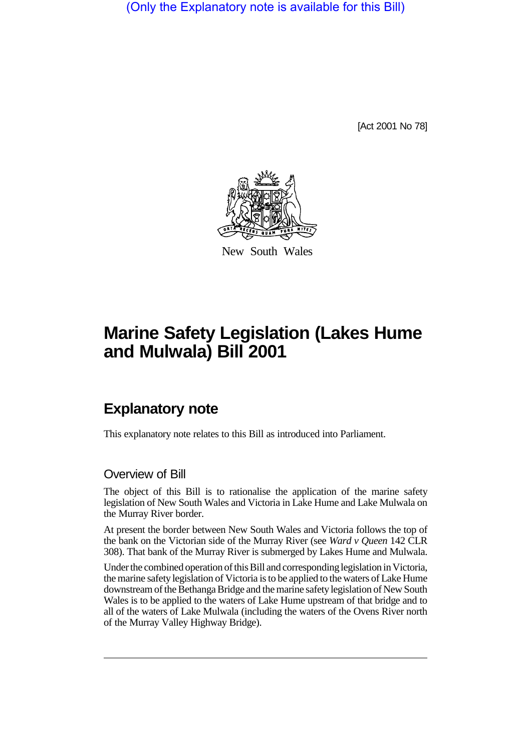(Only the Explanatory note is available for this Bill)

[Act 2001 No 78]

New South Wales

# Marine Safety Legislation (Lakes Hume and Mulwala) Bill 2001

## Explanatory note

This explanatory note relates to this Bill as introduced into Parliament.

### Overview of Bill

The object of this Bill is to rationalise the application of the marine safety legislation of New South Wales and Victoria in Lake Hume and Lake Mulwala on the Murray River border.

At present the border between New South Wales and Victoria follows the top of the bank on the Victorian side of the Murray River (see *Ward v Queen* 142 CLR 308). That bank of the Murray River is submerged by Lakes Hume and Mulwala.

Under the combined operation of this Bill and corresponding legislation in Victoria, the marine safety legislation of Victoria is to be applied to the waters of Lake Hume downstream of the Bethanga Bridge and the marine safety legislation of New South Wales is to be applied to the waters of Lake Hume upstream of that bridge and to all of the waters of Lake Mulwala (including the waters of the Ovens River north of the Murray Valley Highway Bridge).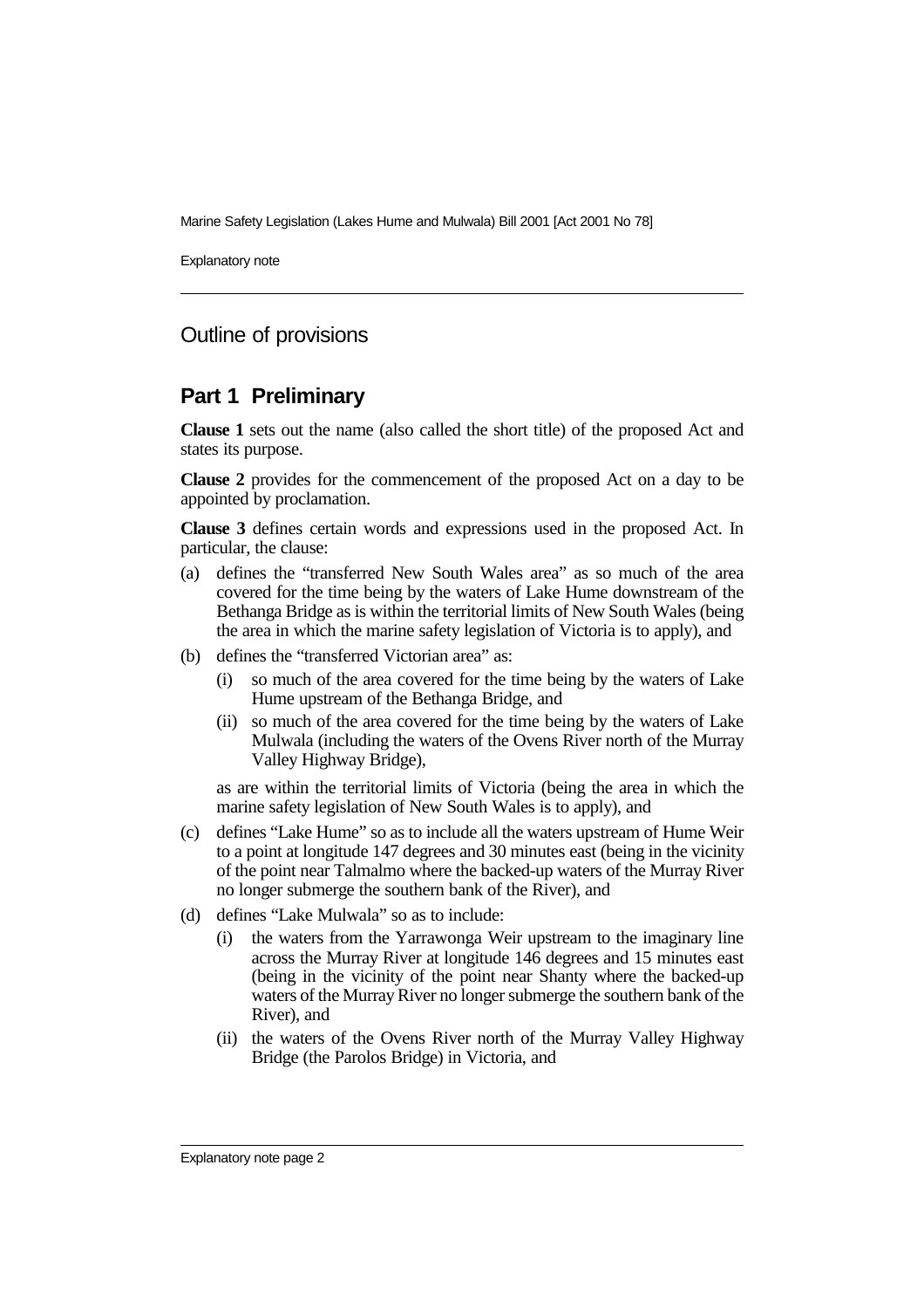## Outline of provisions

## Part 1 Preliminary

**Clause 1** sets out the name (also called the short title) of the proposed Act and states its purpose.

**Clause 2** provides for the commencement of the proposed Act on a day to be appointed by proclamation.

**Clause 3** defines certain words and expressions used in the proposed Act. In particular, the clause:

(a) defines the "transferred New South Wales area" as so much of the area covered for the time being by the waters of Lake Hume downstream of the Bethanga Bridge as is within the territorial limits of New South Wales (being the area in which the marine safety legislation of Victoria is to apply), and

(b) defines the "transferred Victorian area" as:

  (i) so much of the area covered for the time being by the waters of Lake Hume upstream of the Bethanga Bridge, and

  (ii) so much of the area covered for the time being by the waters of Lake Mulwala (including the waters of the Ovens River north of the Murray Valley Highway Bridge),

  as are within the territorial limits of Victoria (being the area in which the marine safety legislation of New South Wales is to apply), and

(c) defines "Lake Hume" so as to include all the waters upstream of Hume Weir to a point at longitude 147 degrees and 30 minutes east (being in the vicinity of the point near Talmalmo where the backed-up waters of the Murray River no longer submerge the southern bank of the River), and

(d) defines "Lake Mulwala" so as to include:

  (i) the waters from the Yarrawonga Weir upstream to the imaginary line across the Murray River at longitude 146 degrees and 15 minutes east (being in the vicinity of the point near Shanty where the backed-up waters of the Murray River no longer submerge the southern bank of the River), and

  (ii) the waters of the Ovens River north of the Murray Valley Highway Bridge (the Parolos Bridge) in Victoria, and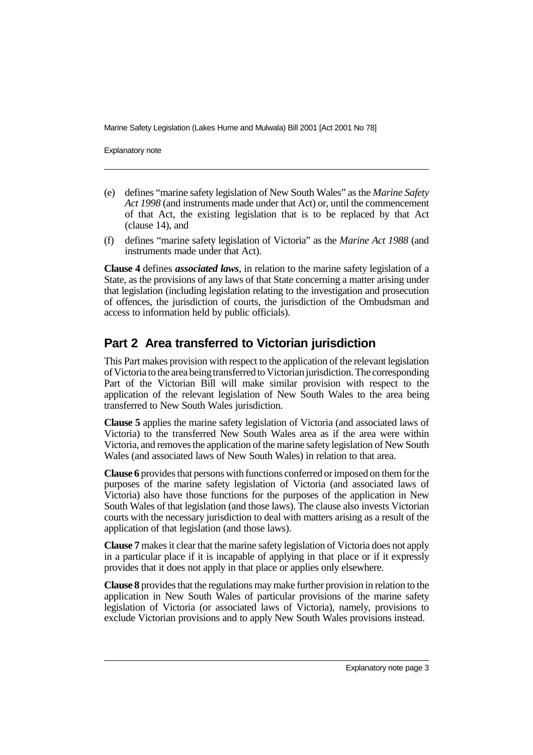(e) defines "marine safety legislation of New South Wales" as the *Marine Safety Act 1998* (and instruments made under that Act) or, until the commencement of that Act, the existing legislation that is to be replaced by that Act (clause 14), and

(f) defines "marine safety legislation of Victoria" as the *Marine Act 1988* (and instruments made under that Act).

**Clause 4** defines ***associated laws***, in relation to the marine safety legislation of a State, as the provisions of any laws of that State concerning a matter arising under that legislation (including legislation relating to the investigation and prosecution of offences, the jurisdiction of courts, the jurisdiction of the Ombudsman and access to information held by public officials).

## Part 2 Area transferred to Victorian jurisdiction

This Part makes provision with respect to the application of the relevant legislation of Victoria to the area being transferred to Victorian jurisdiction. The corresponding Part of the Victorian Bill will make similar provision with respect to the application of the relevant legislation of New South Wales to the area being transferred to New South Wales jurisdiction.

**Clause 5** applies the marine safety legislation of Victoria (and associated laws of Victoria) to the transferred New South Wales area as if the area were within Victoria, and removes the application of the marine safety legislation of New South Wales (and associated laws of New South Wales) in relation to that area.

**Clause 6** provides that persons with functions conferred or imposed on them for the purposes of the marine safety legislation of Victoria (and associated laws of Victoria) also have those functions for the purposes of the application in New South Wales of that legislation (and those laws). The clause also invests Victorian courts with the necessary jurisdiction to deal with matters arising as a result of the application of that legislation (and those laws).

**Clause 7** makes it clear that the marine safety legislation of Victoria does not apply in a particular place if it is incapable of applying in that place or if it expressly provides that it does not apply in that place or applies only elsewhere.

**Clause 8** provides that the regulations may make further provision in relation to the application in New South Wales of particular provisions of the marine safety legislation of Victoria (or associated laws of Victoria), namely, provisions to exclude Victorian provisions and to apply New South Wales provisions instead.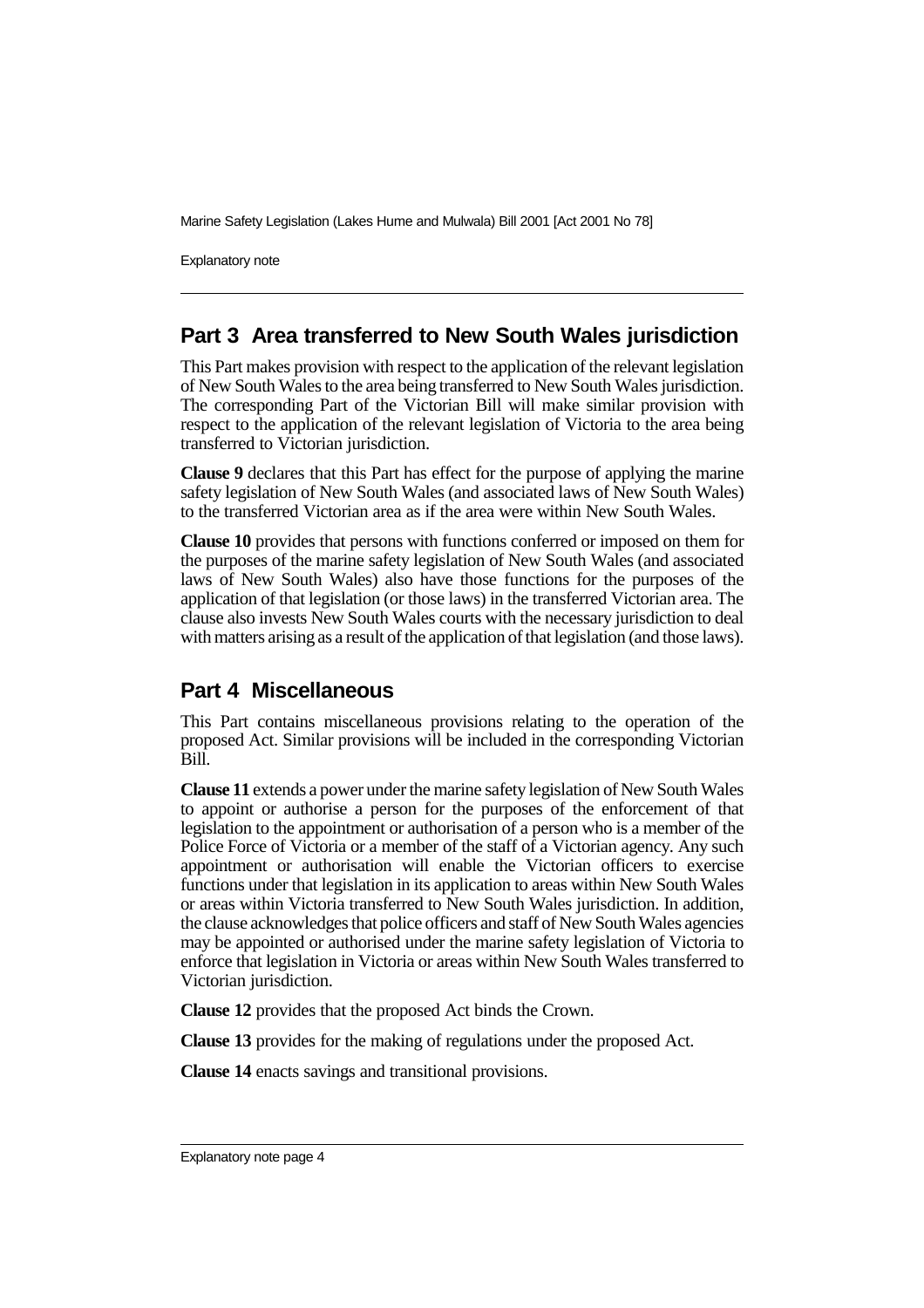## Part 3 Area transferred to New South Wales jurisdiction

This Part makes provision with respect to the application of the relevant legislation of New South Wales to the area being transferred to New South Wales jurisdiction. The corresponding Part of the Victorian Bill will make similar provision with respect to the application of the relevant legislation of Victoria to the area being transferred to Victorian jurisdiction.

**Clause 9** declares that this Part has effect for the purpose of applying the marine safety legislation of New South Wales (and associated laws of New South Wales) to the transferred Victorian area as if the area were within New South Wales.

**Clause 10** provides that persons with functions conferred or imposed on them for the purposes of the marine safety legislation of New South Wales (and associated laws of New South Wales) also have those functions for the purposes of the application of that legislation (or those laws) in the transferred Victorian area. The clause also invests New South Wales courts with the necessary jurisdiction to deal with matters arising as a result of the application of that legislation (and those laws).

## Part 4 Miscellaneous

This Part contains miscellaneous provisions relating to the operation of the proposed Act. Similar provisions will be included in the corresponding Victorian Bill.

**Clause 11** extends a power under the marine safety legislation of New South Wales to appoint or authorise a person for the purposes of the enforcement of that legislation to the appointment or authorisation of a person who is a member of the Police Force of Victoria or a member of the staff of a Victorian agency. Any such appointment or authorisation will enable the Victorian officers to exercise functions under that legislation in its application to areas within New South Wales or areas within Victoria transferred to New South Wales jurisdiction. In addition, the clause acknowledges that police officers and staff of New South Wales agencies may be appointed or authorised under the marine safety legislation of Victoria to enforce that legislation in Victoria or areas within New South Wales transferred to Victorian jurisdiction.

**Clause 12** provides that the proposed Act binds the Crown.

**Clause 13** provides for the making of regulations under the proposed Act.

**Clause 14** enacts savings and transitional provisions.